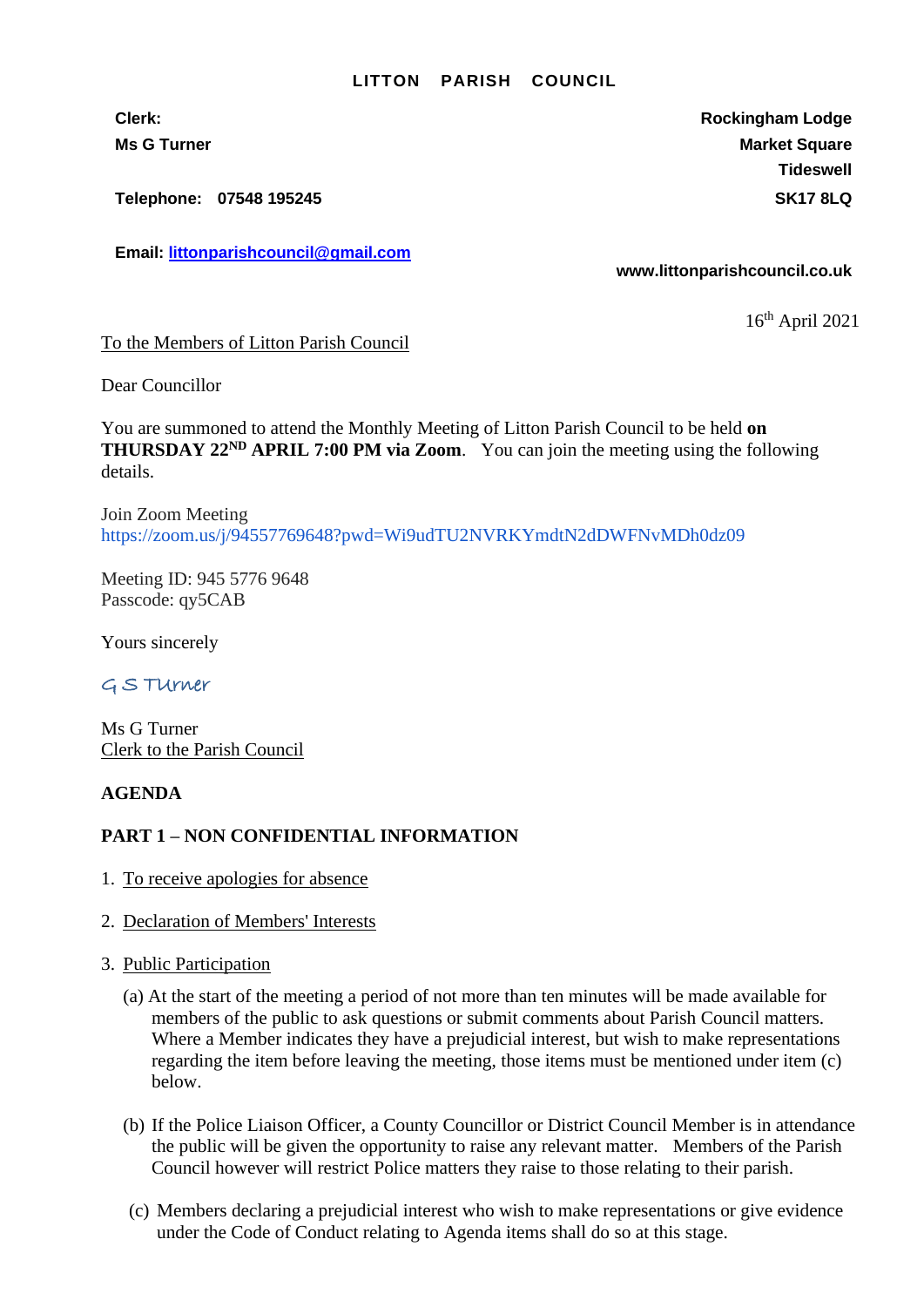# LITTON PARISH COUNCIL

**Clerk:**
**Ms G Turner**

**Telephone: 07548 195245**

**Email: [littonparishcouncil@gmail.com](mailto:littonparishcouncil@gmail.com)**

**Rockingham Lodge**
**Market Square**
**Tideswell**
**SK17 8LQ**

**www.littonparishcouncil.co.uk**

16th April 2021

To the Members of Litton Parish Council

Dear Councillor

You are summoned to attend the Monthly Meeting of Litton Parish Council to be held **on THURSDAY 22ND APRIL 7:00 PM via Zoom**. You can join the meeting using the following details.

Join Zoom Meeting
https://zoom.us/j/94557769648?pwd=Wi9udTU2NVRKYmdtN2dDWFNvMDh0dz09

Meeting ID: 945 5776 9648
Passcode: qy5CAB

Yours sincerely

G S Turner

Ms G Turner
Clerk to the Parish Council

**AGENDA**

**PART 1 – NON CONFIDENTIAL INFORMATION**

1. To receive apologies for absence

2. Declaration of Members' Interests

3. Public Participation

   (a) At the start of the meeting a period of not more than ten minutes will be made available for members of the public to ask questions or submit comments about Parish Council matters. Where a Member indicates they have a prejudicial interest, but wish to make representations regarding the item before leaving the meeting, those items must be mentioned under item (c) below.

   (b) If the Police Liaison Officer, a County Councillor or District Council Member is in attendance the public will be given the opportunity to raise any relevant matter. Members of the Parish Council however will restrict Police matters they raise to those relating to their parish.

   (c) Members declaring a prejudicial interest who wish to make representations or give evidence under the Code of Conduct relating to Agenda items shall do so at this stage.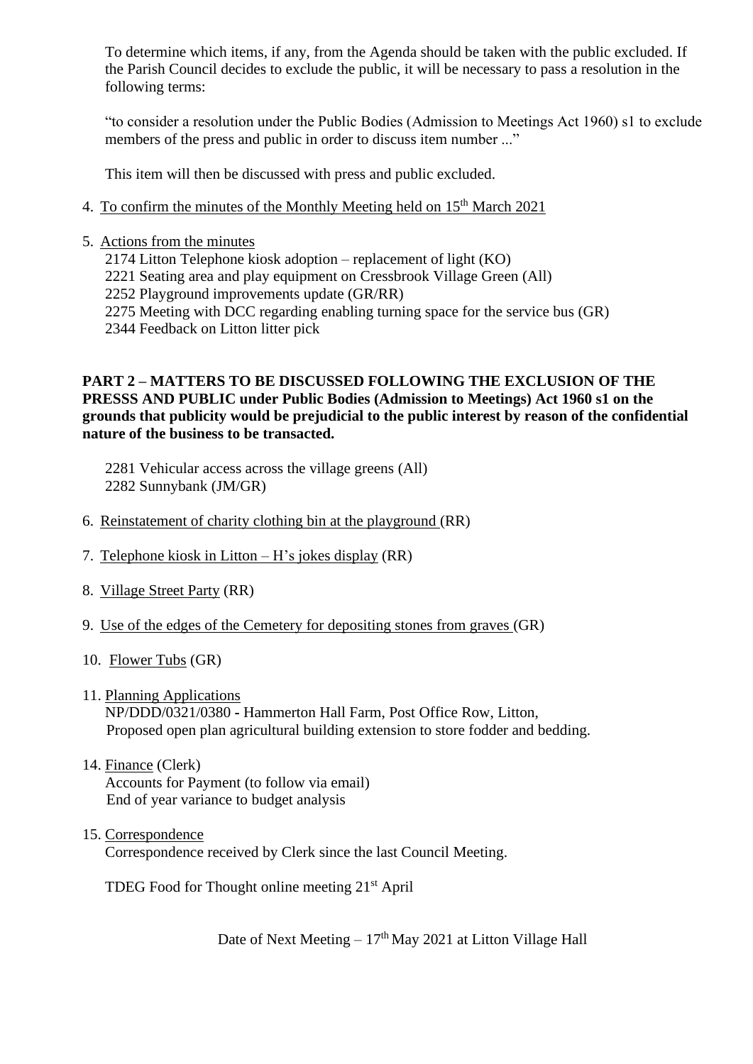To determine which items, if any, from the Agenda should be taken with the public excluded. If the Parish Council decides to exclude the public, it will be necessary to pass a resolution in the following terms:

"to consider a resolution under the Public Bodies (Admission to Meetings Act 1960) s1 to exclude members of the press and public in order to discuss item number ..."

This item will then be discussed with press and public excluded.

4. To confirm the minutes of the Monthly Meeting held on 15th March 2021

5. Actions from the minutes
   2174 Litton Telephone kiosk adoption – replacement of light (KO)
   2221 Seating area and play equipment on Cressbrook Village Green (All)
   2252 Playground improvements update (GR/RR)
   2275 Meeting with DCC regarding enabling turning space for the service bus (GR)
   2344 Feedback on Litton litter pick

**PART 2 – MATTERS TO BE DISCUSSED FOLLOWING THE EXCLUSION OF THE PRESSS AND PUBLIC under Public Bodies (Admission to Meetings) Act 1960 s1 on the grounds that publicity would be prejudicial to the public interest by reason of the confidential nature of the business to be transacted.**

   2281 Vehicular access across the village greens (All)
   2282 Sunnybank (JM/GR)

6. Reinstatement of charity clothing bin at the playground (RR)

7. Telephone kiosk in Litton – H's jokes display (RR)

8. Village Street Party (RR)

9. Use of the edges of the Cemetery for depositing stones from graves (GR)

10. Flower Tubs (GR)

11. Planning Applications
    NP/DDD/0321/0380 - Hammerton Hall Farm, Post Office Row, Litton,
    Proposed open plan agricultural building extension to store fodder and bedding.

14. Finance (Clerk)
    Accounts for Payment (to follow via email)
    End of year variance to budget analysis

15. Correspondence
    Correspondence received by Clerk since the last Council Meeting.

    TDEG Food for Thought online meeting 21st April

Date of Next Meeting – 17th May 2021 at Litton Village Hall